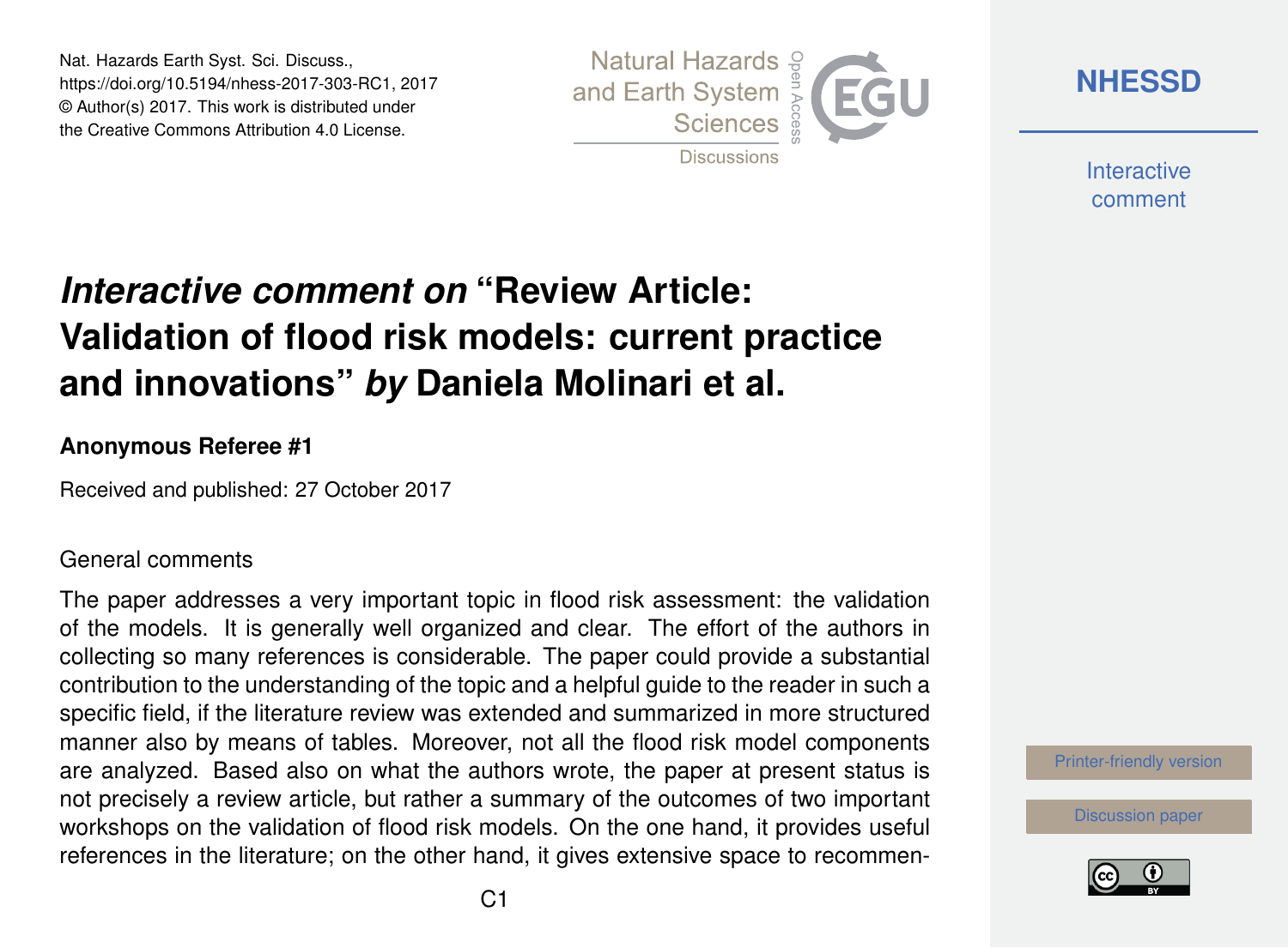Nat. Hazards Earth Syst. Sci. Discuss.,
https://doi.org/10.5194/nhess-2017-303-RC1, 2017
© Author(s) 2017. This work is distributed under
the Creative Commons Attribution 4.0 License.

# *Interactive comment on* "Review Article: Validation of flood risk models: current practice and innovations" *by* Daniela Molinari et al.

**Anonymous Referee #1**

Received and published: 27 October 2017

General comments

The paper addresses a very important topic in flood risk assessment: the validation of the models. It is generally well organized and clear. The effort of the authors in collecting so many references is considerable. The paper could provide a substantial contribution to the understanding of the topic and a helpful guide to the reader in such a specific field, if the literature review was extended and summarized in more structured manner also by means of tables. Moreover, not all the flood risk model components are analyzed. Based also on what the authors wrote, the paper at present status is not precisely a review article, but rather a summary of the outcomes of two important workshops on the validation of flood risk models. On the one hand, it provides useful references in the literature; on the other hand, it gives extensive space to recommen-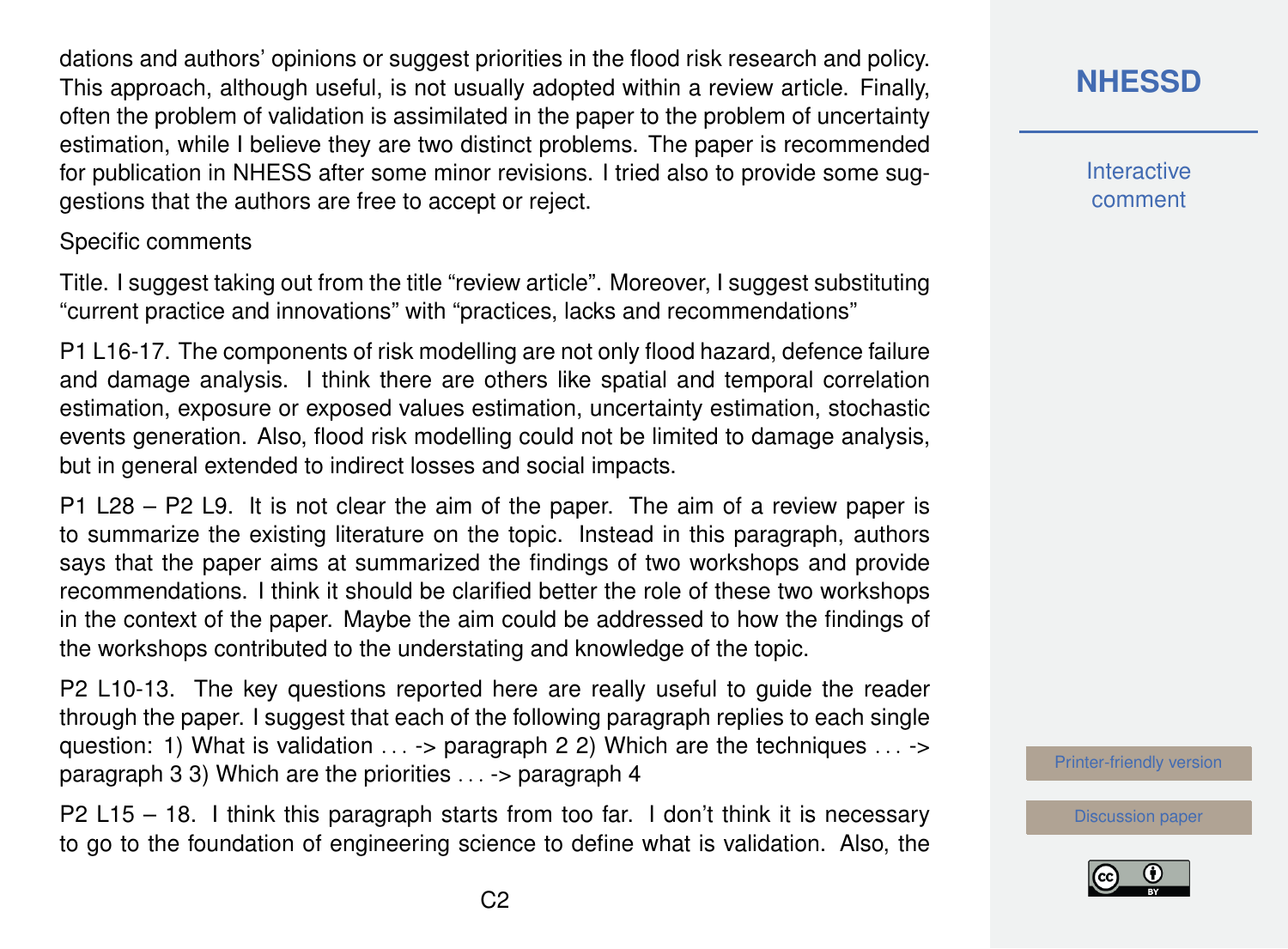dations and authors' opinions or suggest priorities in the flood risk research and policy. This approach, although useful, is not usually adopted within a review article. Finally, often the problem of validation is assimilated in the paper to the problem of uncertainty estimation, while I believe they are two distinct problems. The paper is recommended for publication in NHESS after some minor revisions. I tried also to provide some suggestions that the authors are free to accept or reject.

Specific comments

Title. I suggest taking out from the title "review article". Moreover, I suggest substituting "current practice and innovations" with "practices, lacks and recommendations"

P1 L16-17. The components of risk modelling are not only flood hazard, defence failure and damage analysis. I think there are others like spatial and temporal correlation estimation, exposure or exposed values estimation, uncertainty estimation, stochastic events generation. Also, flood risk modelling could not be limited to damage analysis, but in general extended to indirect losses and social impacts.

P1 L28 – P2 L9. It is not clear the aim of the paper. The aim of a review paper is to summarize the existing literature on the topic. Instead in this paragraph, authors says that the paper aims at summarized the findings of two workshops and provide recommendations. I think it should be clarified better the role of these two workshops in the context of the paper. Maybe the aim could be addressed to how the findings of the workshops contributed to the understating and knowledge of the topic.

P2 L10-13. The key questions reported here are really useful to guide the reader through the paper. I suggest that each of the following paragraph replies to each single question: 1) What is validation . . . -> paragraph 2 2) Which are the techniques . . . -> paragraph 3 3) Which are the priorities . . . -> paragraph 4

P2 L15 – 18. I think this paragraph starts from too far. I don't think it is necessary to go to the foundation of engineering science to define what is validation. Also, the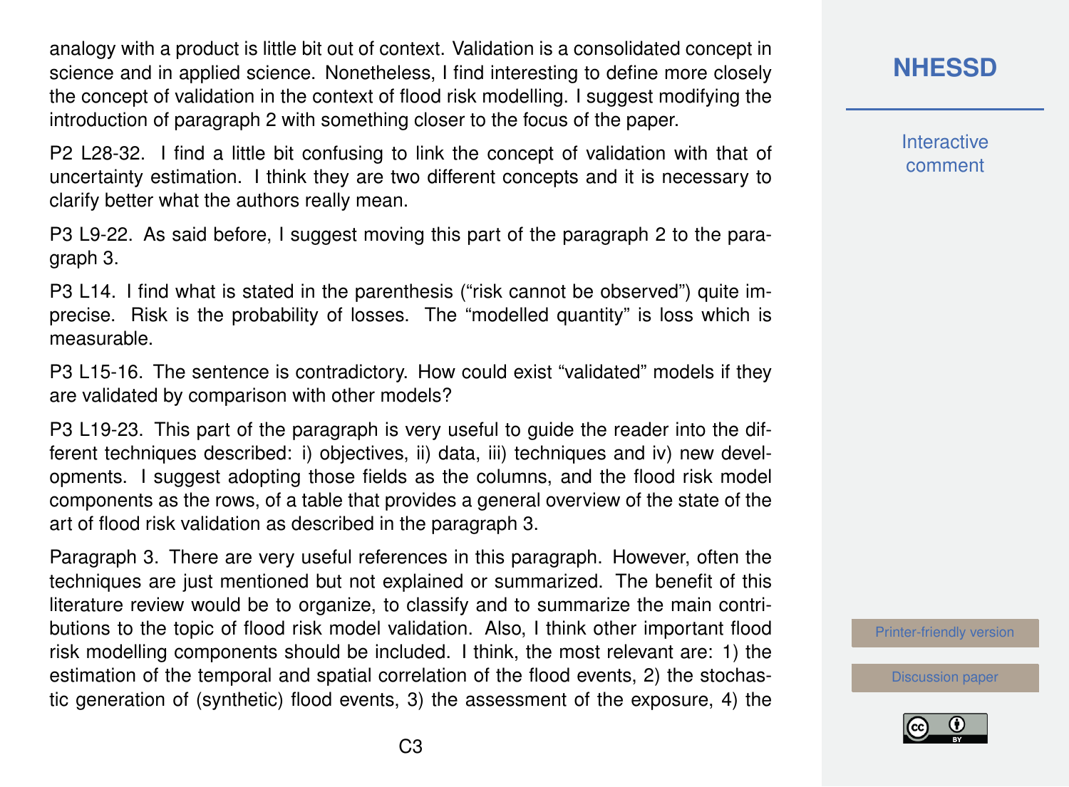analogy with a product is little bit out of context. Validation is a consolidated concept in science and in applied science. Nonetheless, I find interesting to define more closely the concept of validation in the context of flood risk modelling. I suggest modifying the introduction of paragraph 2 with something closer to the focus of the paper.

P2 L28-32. I find a little bit confusing to link the concept of validation with that of uncertainty estimation. I think they are two different concepts and it is necessary to clarify better what the authors really mean.

P3 L9-22. As said before, I suggest moving this part of the paragraph 2 to the paragraph 3.

P3 L14. I find what is stated in the parenthesis ("risk cannot be observed") quite imprecise. Risk is the probability of losses. The "modelled quantity" is loss which is measurable.

P3 L15-16. The sentence is contradictory. How could exist "validated" models if they are validated by comparison with other models?

P3 L19-23. This part of the paragraph is very useful to guide the reader into the different techniques described: i) objectives, ii) data, iii) techniques and iv) new developments. I suggest adopting those fields as the columns, and the flood risk model components as the rows, of a table that provides a general overview of the state of the art of flood risk validation as described in the paragraph 3.

Paragraph 3. There are very useful references in this paragraph. However, often the techniques are just mentioned but not explained or summarized. The benefit of this literature review would be to organize, to classify and to summarize the main contributions to the topic of flood risk model validation. Also, I think other important flood risk modelling components should be included. I think, the most relevant are: 1) the estimation of the temporal and spatial correlation of the flood events, 2) the stochastic generation of (synthetic) flood events, 3) the assessment of the exposure, 4) the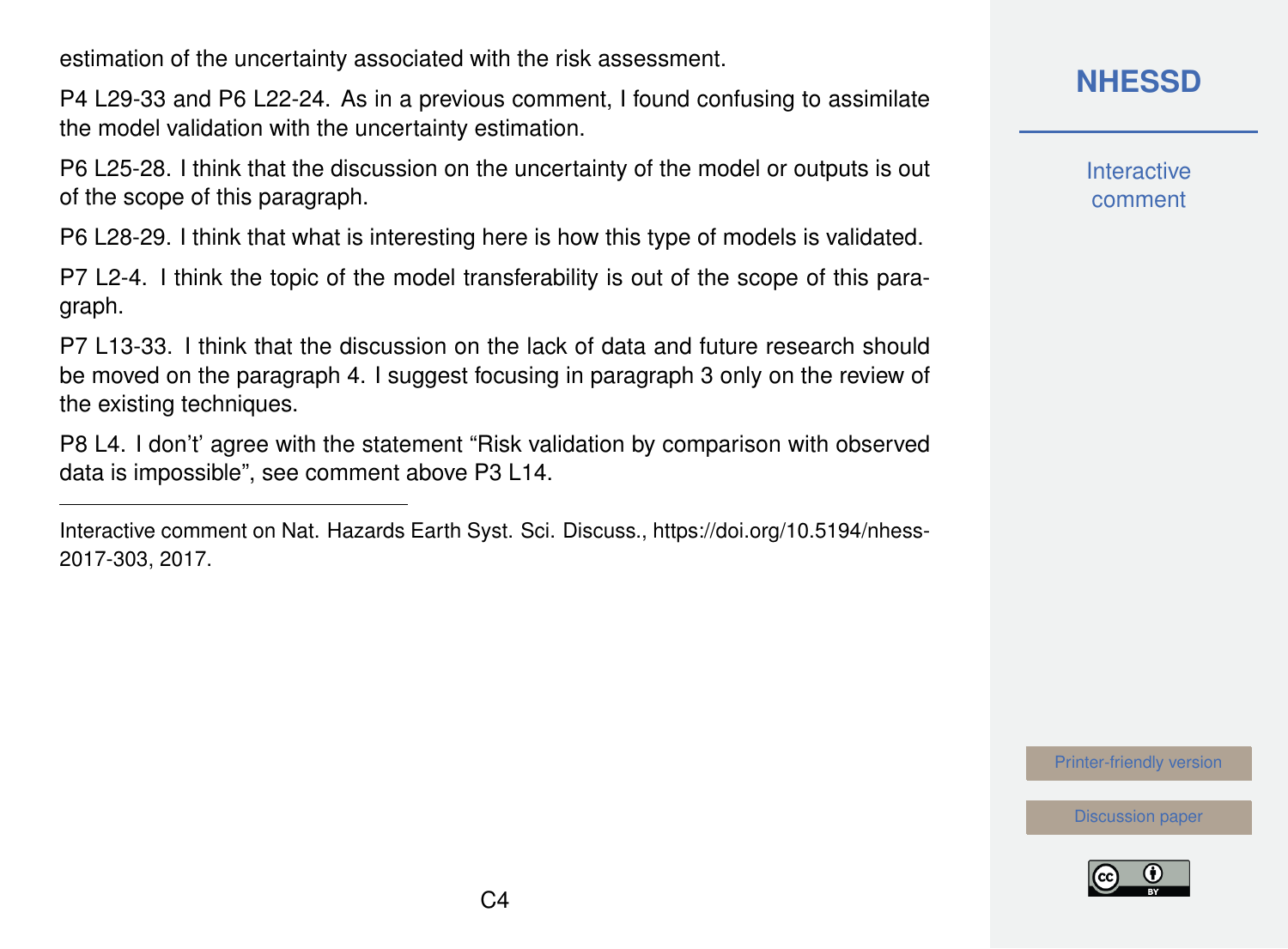estimation of the uncertainty associated with the risk assessment.

P4 L29-33 and P6 L22-24. As in a previous comment, I found confusing to assimilate the model validation with the uncertainty estimation.

P6 L25-28. I think that the discussion on the uncertainty of the model or outputs is out of the scope of this paragraph.

P6 L28-29. I think that what is interesting here is how this type of models is validated.

P7 L2-4. I think the topic of the model transferability is out of the scope of this paragraph.

P7 L13-33. I think that the discussion on the lack of data and future research should be moved on the paragraph 4. I suggest focusing in paragraph 3 only on the review of the existing techniques.

P8 L4. I don't' agree with the statement "Risk validation by comparison with observed data is impossible", see comment above P3 L14.

---

Interactive comment on Nat. Hazards Earth Syst. Sci. Discuss., https://doi.org/10.5194/nhess-2017-303, 2017.